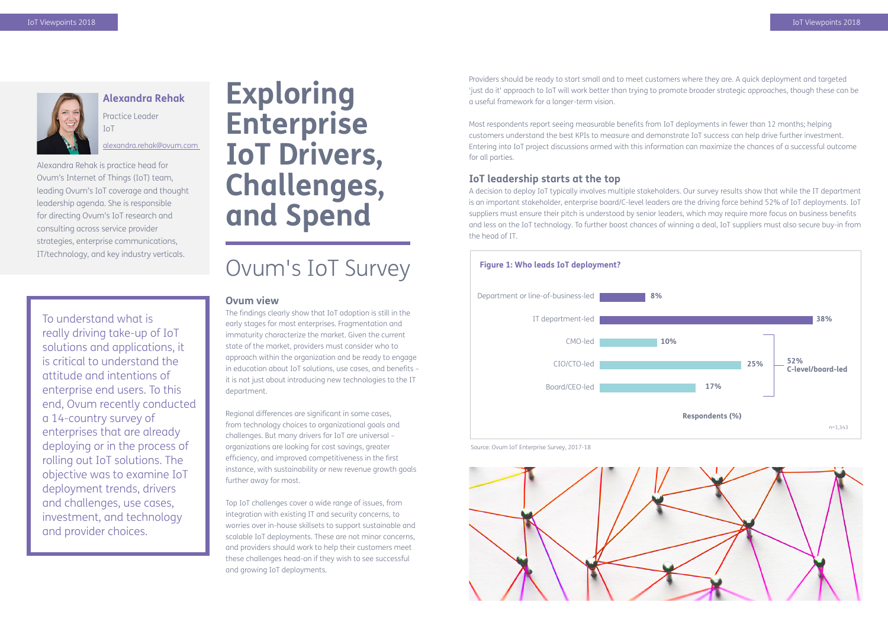# Exploring Enterprise IoT Drivers, Challenges, and Spend

## Ovum's IoT Survey

**Alexandra Rehak**
Practice Leader
IoT
alexandra.rehak@ovum.com

Alexandra Rehak is practice head for Ovum's Internet of Things (IoT) team, leading Ovum's IoT coverage and thought leadership agenda. She is responsible for directing Ovum's IoT research and consulting across service provider strategies, enterprise communications, IT/technology, and key industry verticals.

To understand what is really driving take-up of IoT solutions and applications, it is critical to understand the attitude and intentions of enterprise end users. To this end, Ovum recently conducted a 14-country survey of enterprises that are already deploying or in the process of rolling out IoT solutions. The objective was to examine IoT deployment trends, drivers and challenges, use cases, investment, and technology and provider choices.

### Ovum view

The findings clearly show that IoT adoption is still in the early stages for most enterprises. Fragmentation and immaturity characterize the market. Given the current state of the market, providers must consider who to approach within the organization and be ready to engage in education about IoT solutions, use cases, and benefits – it is not just about introducing new technologies to the IT department.

Regional differences are significant in some cases, from technology choices to organizational goals and challenges. But many drivers for IoT are universal – organizations are looking for cost savings, greater efficiency, and improved competitiveness in the first instance, with sustainability or new revenue growth goals further away for most.

Top IoT challenges cover a wide range of issues, from integration with existing IT and security concerns, to worries over in-house skillsets to support sustainable and scalable IoT deployments. These are not minor concerns, and providers should work to help their customers meet these challenges head-on if they wish to see successful and growing IoT deployments.

Providers should be ready to start small and to meet customers where they are. A quick deployment and targeted 'just do it' approach to IoT will work better than trying to promote broader strategic approaches, though these can be a useful framework for a longer-term vision.

Most respondents report seeing measurable benefits from IoT deployments in fewer than 12 months; helping customers understand the best KPIs to measure and demonstrate IoT success can help drive further investment. Entering into IoT project discussions armed with this information can maximize the chances of a successful outcome for all parties.

### IoT leadership starts at the top

A decision to deploy IoT typically involves multiple stakeholders. Our survey results show that while the IT department is an important stakeholder, enterprise board/C-level leaders are the driving force behind 52% of IoT deployments. IoT suppliers must ensure their pitch is understood by senior leaders, which may require more focus on business benefits and less on the IoT technology. To further boost chances of winning a deal, IoT suppliers must also secure buy-in from the head of IT.

**Figure 1: Who leads IoT deployment?**

| Who leads | Respondents (%) |
| --- | --- |
| Department or line-of-business-led | 8% |
| IT department-led | 38% |
| CMO-led | 10% |
| CIO/CTO-led | 25% |
| Board/CEO-led | 17% |

52% C-level/board-led (CMO-led, CIO/CTO-led, Board/CEO-led)

n=1,343

Source: Ovum IoT Enterprise Survey, 2017-18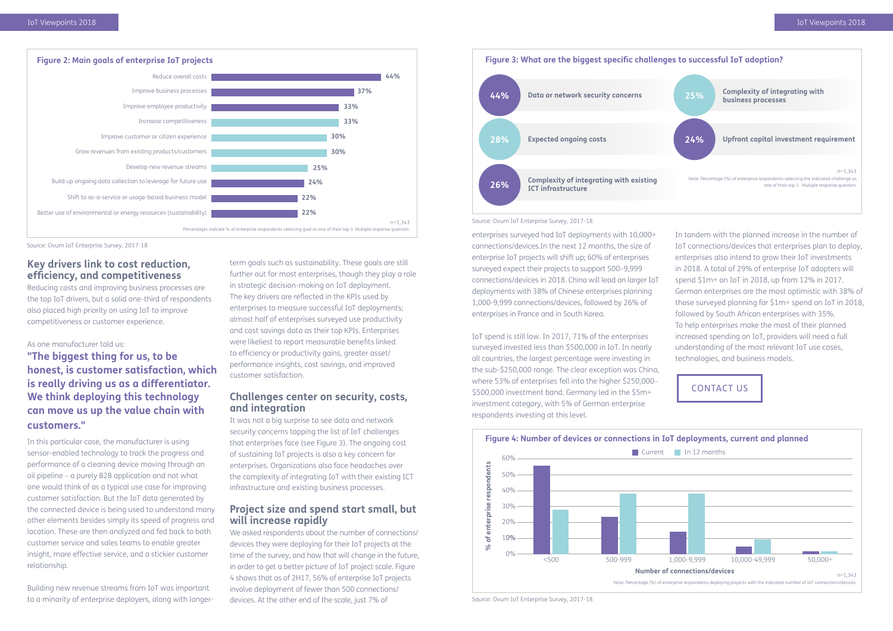**Figure 2: Main goals of enterprise IoT projects**

Reduce overall costs 44%
Improve business processes 37%
Improve employee productivity 33%
Increase competitiveness 33%
Improve customer or citizen experience 30%
Grow revenues from existing products/customers 30%
Develop new revenue streams 25%
Build up ongoing data collection to leverage for future use 24%
Shift to as-a-service or usage-based business model 22%
Better use of environmental or energy resources (sustainability) 22%

n=1,343

Percentages indicate % of enterprise respondents selecting goal as one of their top 3. Multiple response question.

Source: Ovum IoT Enterprise Survey, 2017-18

## Key drivers link to cost reduction, efficiency, and competitiveness

Reducing costs and improving business processes are the top IoT drivers, but a solid one-third of respondents also placed high priority on using IoT to improve competitiveness or customer experience.

As one manufacturer told us:

**"The biggest thing for us, to be honest, is customer satisfaction, which is really driving us as a differentiator. We think deploying this technology can move us up the value chain with customers."**

In this particular case, the manufacturer is using sensor-enabled technology to track the progress and performance of a cleaning device moving through an oil pipeline – a purely B2B application and not what one would think of as a typical use case for improving customer satisfaction. But the IoT data generated by the connected device is being used to understand many other elements besides simply its speed of progress and location. These are then analyzed and fed back to both customer service and sales teams to enable greater insight, more effective service, and a stickier customer relationship.

Building new revenue streams from IoT was important to a minority of enterprise deployers, along with longer-term goals such as sustainability. These goals are still further out for most enterprises, though they play a role in strategic decision-making on IoT deployment. The key drivers are reflected in the KPIs used by enterprises to measure successful IoT deployments; almost half of enterprises surveyed use productivity and cost savings data as their top KPIs. Enterprises were likeliest to report measurable benefits linked to efficiency or productivity gains, greater asset/performance insights, cost savings, and improved customer satisfaction.

## Challenges center on security, costs, and integration

It was not a big surprise to see data and network security concerns topping the list of IoT challenges that enterprises face (see Figure 3). The ongoing cost of sustaining IoT projects is also a key concern for enterprises. Organizations also face headaches over the complexity of integrating IoT with their existing ICT infrastructure and existing business processes.

## Project size and spend start small, but will increase rapidly

We asked respondents about the number of connections/devices they were deploying for their IoT projects at the time of the survey, and how that will change in the future, in order to get a better picture of IoT project scale. Figure 4 shows that as of 2H17, 56% of enterprise IoT projects involve deployment of fewer than 500 connections/devices. At the other end of the scale, just 7% of enterprises surveyed had IoT deployments with 10,000+ connections/devices.In the next 12 months, the size of enterprise IoT projects will shift up; 60% of enterprises surveyed expect their projects to support 500–9,999 connections/devices in 2018. China will lead on larger IoT deployments with 38% of Chinese enterprises planning 1,000–9,999 connections/devices, followed by 26% of enterprises in France and in South Korea.

IoT spend is still low. In 2017, 71% of the enterprises surveyed invested less than $500,000 in IoT. In nearly all countries, the largest percentage were investing in the sub-$250,000 range. The clear exception was China, where 53% of enterprises fell into the higher $250,000–$500,000 investment band. Germany led in the $5m+ investment category, with 5% of German enterprise respondents investing at this level.

In tandem with the planned increase in the number of IoT connections/devices that enterprises plan to deploy, enterprises also intend to grow their IoT investments in 2018. A total of 29% of enterprise IoT adopters will spend $1m+ on IoT in 2018, up from 12% in 2017. German enterprises are the most optimistic with 38% of those surveyed planning for $1m+ spend on IoT in 2018, followed by South African enterprises with 35%. To help enterprises make the most of their planned increased spending on IoT, providers will need a full understanding of the most relevant IoT use cases, technologies, and business models.

CONTACT US

**Figure 3: What are the biggest specific challenges to successful IoT adoption?**

44% Data or network security concerns
25% Complexity of integrating with business processes
28% Expected ongoing costs
24% Upfront capital investment requirement
26% Complexity of integrating with existing ICT infrastructure

n=1,343

Note: Percentage (%) of enterprise respondents selecting the indicated challenge as one of their top 3. Multiple response question.

Source: Ovum IoT Enterprise Survey, 2017-18

**Figure 4: Number of devices or connections in IoT deployments, current and planned**

Current | In 12 months

% of enterprise respondents

60%
50%
40%
30%
20%
10%
0%

<500
500-999
1,000-9,999
10,000-49,999
50,000+

Number of connections/devices

n=1,343

Note: Percentage (%) of enterprise respondents deploying projects with the indicated number of IoT connections/devices.

Source: Ovum IoT Enterprise Survey, 2017-18